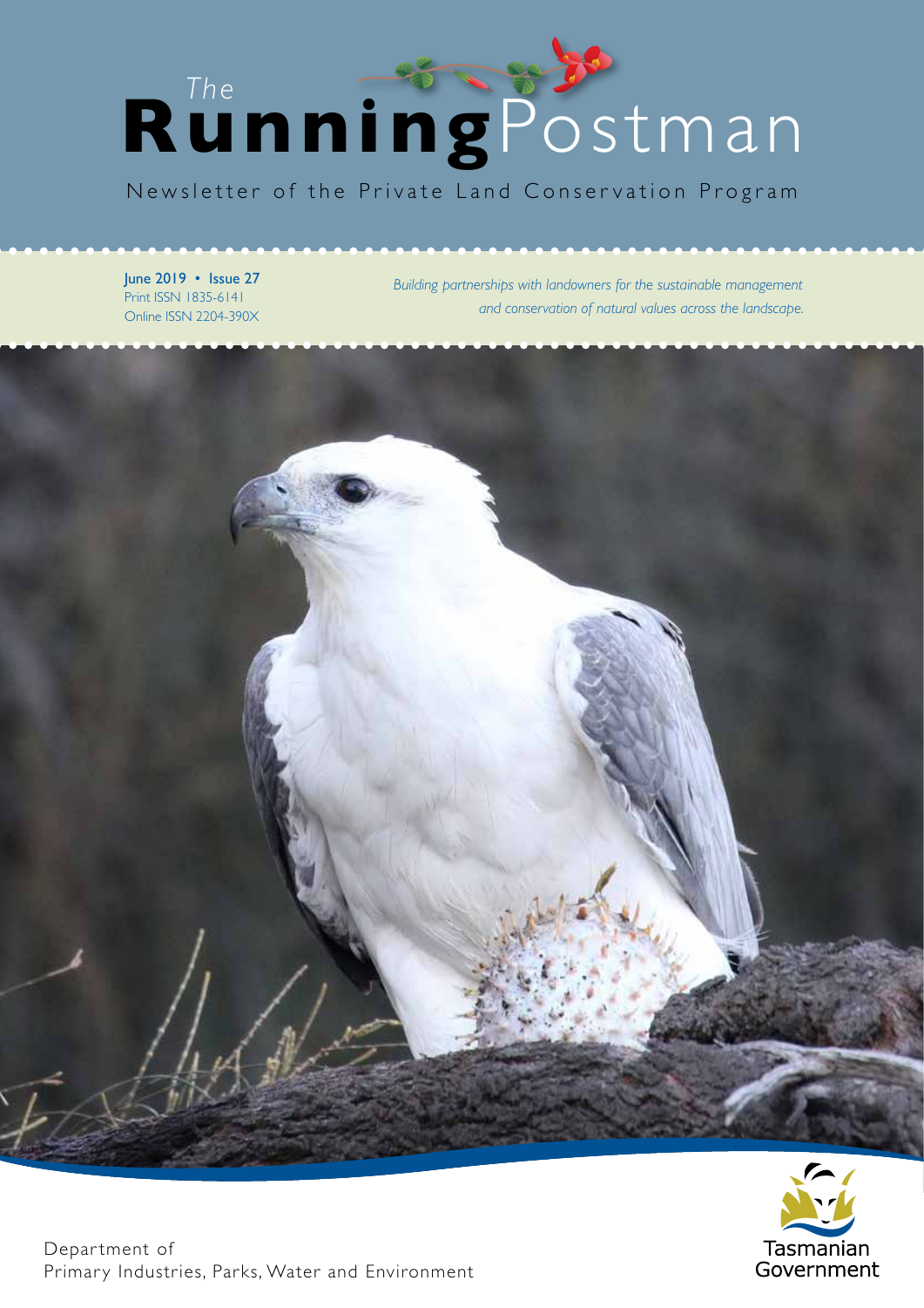# The Running Postman

Newsletter of the Private Land Conservation Program

**June 2019 • Issue 27**
Print ISSN 1835-6141
Online ISSN 2204-390X

*Building partnerships with landowners for the sustainable management and conservation of natural values across the landscape.*

Department of
Primary Industries, Parks, Water and Environment

Tasmanian Government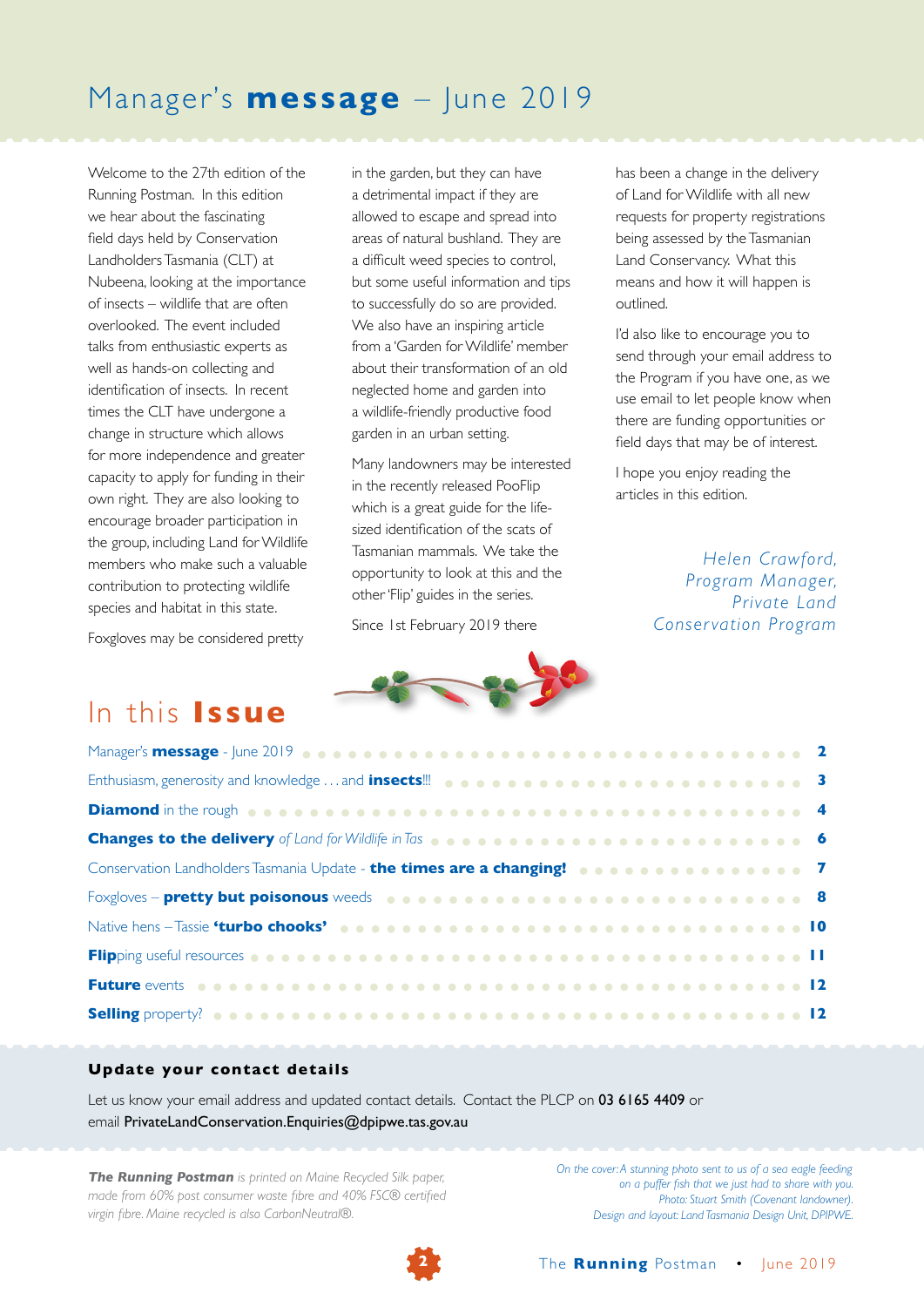# Manager's **message** – June 2019

Welcome to the 27th edition of the Running Postman. In this edition we hear about the fascinating field days held by Conservation Landholders Tasmania (CLT) at Nubeena, looking at the importance of insects – wildlife that are often overlooked. The event included talks from enthusiastic experts as well as hands-on collecting and identification of insects. In recent times the CLT have undergone a change in structure which allows for more independence and greater capacity to apply for funding in their own right. They are also looking to encourage broader participation in the group, including Land for Wildlife members who make such a valuable contribution to protecting wildlife species and habitat in this state.

Foxgloves may be considered pretty in the garden, but they can have a detrimental impact if they are allowed to escape and spread into areas of natural bushland. They are a difficult weed species to control, but some useful information and tips to successfully do so are provided. We also have an inspiring article from a 'Garden for Wildlife' member about their transformation of an old neglected home and garden into a wildlife-friendly productive food garden in an urban setting.

Many landowners may be interested in the recently released PooFlip which is a great guide for the life-sized identification of the scats of Tasmanian mammals. We take the opportunity to look at this and the other 'Flip' guides in the series.

Since 1st February 2019 there has been a change in the delivery of Land for Wildlife with all new requests for property registrations being assessed by the Tasmanian Land Conservancy. What this means and how it will happen is outlined.

I'd also like to encourage you to send through your email address to the Program if you have one, as we use email to let people know when there are funding opportunities or field days that may be of interest.

I hope you enjoy reading the articles in this edition.

*Helen Crawford,*
*Program Manager,*
*Private Land Conservation Program*

## In this **Issue**

| | |
|---|---|
| Manager's **message** - June 2019 | 2 |
| Enthusiasm, generosity and knowledge . . . and **insects**!!! | 3 |
| **Diamond** in the rough | 4 |
| **Changes to the delivery** *of Land for Wildlife in Tas* | 6 |
| Conservation Landholders Tasmania Update - **the times are a changing!** | 7 |
| Foxgloves – **pretty but poisonous** weeds | 8 |
| Native hens – Tassie **'turbo chooks'** | 10 |
| **Flip**ping useful resources | 11 |
| **Future** events | 12 |
| **Selling** property? | 12 |

### Update your contact details

Let us know your email address and updated contact details. Contact the PLCP on **03 6165 4409** or email **PrivateLandConservation.Enquiries@dpipwe.tas.gov.au**

*__The Running Postman__ is printed on Maine Recycled Silk paper, made from 60% post consumer waste fibre and 40% FSC® certified virgin fibre. Maine recycled is also CarbonNeutral®.*

*On the cover: A stunning photo sent to us of a sea eagle feeding on a puffer fish that we just had to share with you. Photo: Stuart Smith (Covenant landowner).*
*Design and layout: Land Tasmania Design Unit, DPIPWE.*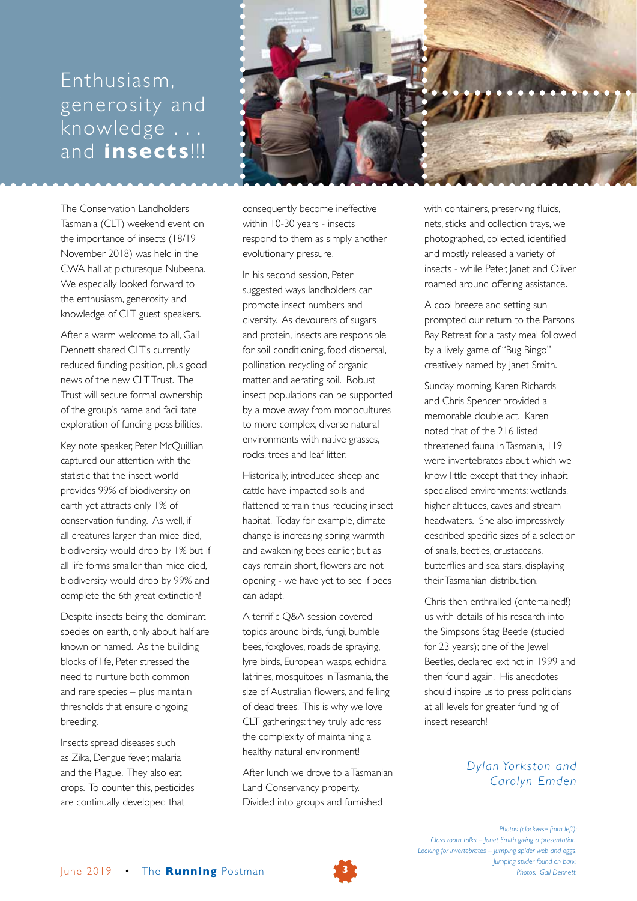# Enthusiasm, generosity and knowledge . . . and **insects**!!!

The Conservation Landholders Tasmania (CLT) weekend event on the importance of insects (18/19 November 2018) was held in the CWA hall at picturesque Nubeena. We especially looked forward to the enthusiasm, generosity and knowledge of CLT guest speakers.

After a warm welcome to all, Gail Dennett shared CLT's currently reduced funding position, plus good news of the new CLT Trust. The Trust will secure formal ownership of the group's name and facilitate exploration of funding possibilities.

Key note speaker, Peter McQuillian captured our attention with the statistic that the insect world provides 99% of biodiversity on earth yet attracts only 1% of conservation funding. As well, if all creatures larger than mice died, biodiversity would drop by 1% but if all life forms smaller than mice died, biodiversity would drop by 99% and complete the 6th great extinction!

Despite insects being the dominant species on earth, only about half are known or named. As the building blocks of life, Peter stressed the need to nurture both common and rare species – plus maintain thresholds that ensure ongoing breeding.

Insects spread diseases such as Zika, Dengue fever, malaria and the Plague. They also eat crops. To counter this, pesticides are continually developed that consequently become ineffective within 10-30 years - insects respond to them as simply another evolutionary pressure.

In his second session, Peter suggested ways landholders can promote insect numbers and diversity. As devourers of sugars and protein, insects are responsible for soil conditioning, food dispersal, pollination, recycling of organic matter, and aerating soil. Robust insect populations can be supported by a move away from monocultures to more complex, diverse natural environments with native grasses, rocks, trees and leaf litter.

Historically, introduced sheep and cattle have impacted soils and flattened terrain thus reducing insect habitat. Today for example, climate change is increasing spring warmth and awakening bees earlier, but as days remain short, flowers are not opening - we have yet to see if bees can adapt.

A terrific Q&A session covered topics around birds, fungi, bumble bees, foxgloves, roadside spraying, lyre birds, European wasps, echidna latrines, mosquitoes in Tasmania, the size of Australian flowers, and felling of dead trees. This is why we love CLT gatherings: they truly address the complexity of maintaining a healthy natural environment!

After lunch we drove to a Tasmanian Land Conservancy property. Divided into groups and furnished with containers, preserving fluids, nets, sticks and collection trays, we photographed, collected, identified and mostly released a variety of insects - while Peter, Janet and Oliver roamed around offering assistance.

A cool breeze and setting sun prompted our return to the Parsons Bay Retreat for a tasty meal followed by a lively game of "Bug Bingo" creatively named by Janet Smith.

Sunday morning, Karen Richards and Chris Spencer provided a memorable double act. Karen noted that of the 216 listed threatened fauna in Tasmania, 119 were invertebrates about which we know little except that they inhabit specialised environments: wetlands, higher altitudes, caves and stream headwaters. She also impressively described specific sizes of a selection of snails, beetles, crustaceans, butterflies and sea stars, displaying their Tasmanian distribution.

Chris then enthralled (entertained!) us with details of his research into the Simpsons Stag Beetle (studied for 23 years); one of the Jewel Beetles, declared extinct in 1999 and then found again. His anecdotes should inspire us to press politicians at all levels for greater funding of insect research!

*Dylan Yorkston and Carolyn Emden*

*Photos (clockwise from left): Class room talks – Janet Smith giving a presentation. Looking for invertebrates – Jumping spider web and eggs. Jumping spider found on bark. Photos: Gail Dennett.*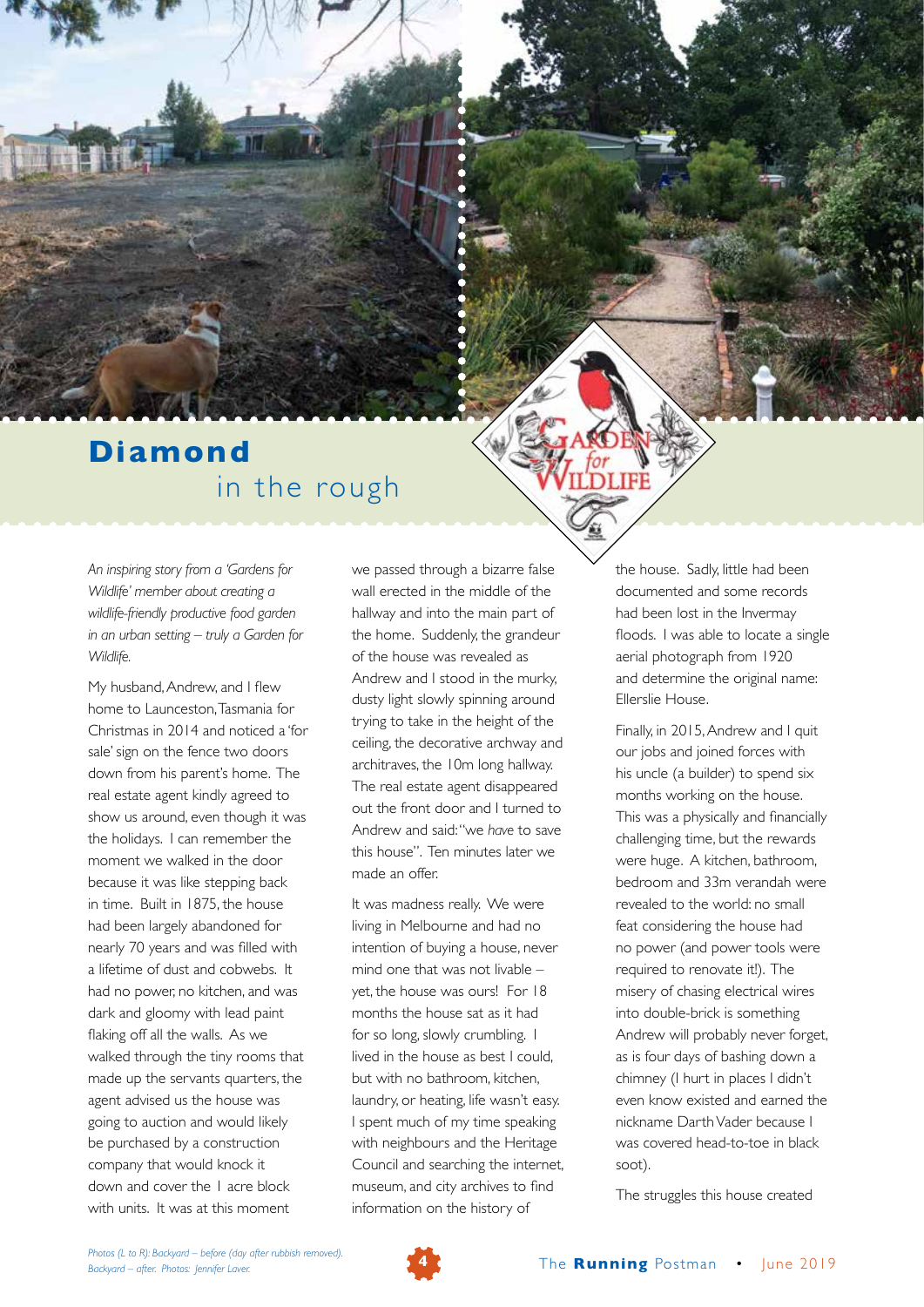# **Diamond** in the rough

*An inspiring story from a 'Gardens for Wildlife' member about creating a wildlife-friendly productive food garden in an urban setting – truly a Garden for Wildlife.*

My husband, Andrew, and I flew home to Launceston, Tasmania for Christmas in 2014 and noticed a 'for sale' sign on the fence two doors down from his parent's home. The real estate agent kindly agreed to show us around, even though it was the holidays. I can remember the moment we walked in the door because it was like stepping back in time. Built in 1875, the house had been largely abandoned for nearly 70 years and was filled with a lifetime of dust and cobwebs. It had no power, no kitchen, and was dark and gloomy with lead paint flaking off all the walls. As we walked through the tiny rooms that made up the servants quarters, the agent advised us the house was going to auction and would likely be purchased by a construction company that would knock it down and cover the 1 acre block with units. It was at this moment we passed through a bizarre false wall erected in the middle of the hallway and into the main part of the home. Suddenly, the grandeur of the house was revealed as Andrew and I stood in the murky, dusty light slowly spinning around trying to take in the height of the ceiling, the decorative archway and architraves, the 10m long hallway. The real estate agent disappeared out the front door and I turned to Andrew and said: "we *have* to save this house". Ten minutes later we made an offer.

It was madness really. We were living in Melbourne and had no intention of buying a house, never mind one that was not livable – yet, the house was ours! For 18 months the house sat as it had for so long, slowly crumbling. I lived in the house as best I could, but with no bathroom, kitchen, laundry, or heating, life wasn't easy. I spent much of my time speaking with neighbours and the Heritage Council and searching the internet, museum, and city archives to find information on the history of the house. Sadly, little had been documented and some records had been lost in the Invermay floods. I was able to locate a single aerial photograph from 1920 and determine the original name: Ellerslie House.

Finally, in 2015, Andrew and I quit our jobs and joined forces with his uncle (a builder) to spend six months working on the house. This was a physically and financially challenging time, but the rewards were huge. A kitchen, bathroom, bedroom and 33m verandah were revealed to the world: no small feat considering the house had no power (and power tools were required to renovate it!). The misery of chasing electrical wires into double-brick is something Andrew will probably never forget, as is four days of bashing down a chimney (I hurt in places I didn't even know existed and earned the nickname Darth Vader because I was covered head-to-toe in black soot).

The struggles this house created

*Photos (L to R): Backyard – before (day after rubbish removed). Backyard – after. Photos: Jennifer Lavers.*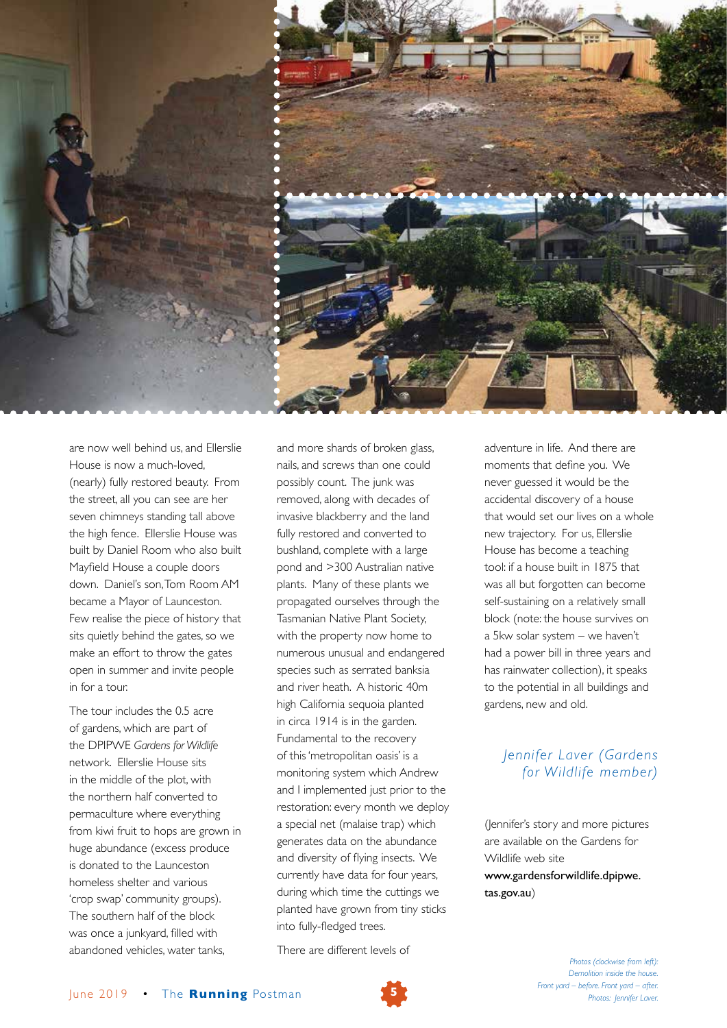are now well behind us, and Ellerslie House is now a much-loved, (nearly) fully restored beauty. From the street, all you can see are her seven chimneys standing tall above the high fence. Ellerslie House was built by Daniel Room who also built Mayfield House a couple doors down. Daniel's son, Tom Room AM became a Mayor of Launceston. Few realise the piece of history that sits quietly behind the gates, so we make an effort to throw the gates open in summer and invite people in for a tour.

The tour includes the 0.5 acre of gardens, which are part of the DPIPWE *Gardens for Wildlife* network. Ellerslie House sits in the middle of the plot, with the northern half converted to permaculture where everything from kiwi fruit to hops are grown in huge abundance (excess produce is donated to the Launceston homeless shelter and various 'crop swap' community groups). The southern half of the block was once a junkyard, filled with abandoned vehicles, water tanks, and more shards of broken glass, nails, and screws than one could possibly count. The junk was removed, along with decades of invasive blackberry and the land fully restored and converted to bushland, complete with a large pond and >300 Australian native plants. Many of these plants we propagated ourselves through the Tasmanian Native Plant Society, with the property now home to numerous unusual and endangered species such as serrated banksia and river heath. A historic 40m high California sequoia planted in circa 1914 is in the garden. Fundamental to the recovery of this 'metropolitan oasis' is a monitoring system which Andrew and I implemented just prior to the restoration: every month we deploy a special net (malaise trap) which generates data on the abundance and diversity of flying insects. We currently have data for four years, during which time the cuttings we planted have grown from tiny sticks into fully-fledged trees.

There are different levels of adventure in life. And there are moments that define you. We never guessed it would be the accidental discovery of a house that would set our lives on a whole new trajectory. For us, Ellerslie House has become a teaching tool: if a house built in 1875 that was all but forgotten can become self-sustaining on a relatively small block (note: the house survives on a 5kw solar system – we haven't had a power bill in three years and has rainwater collection), it speaks to the potential in all buildings and gardens, new and old.

*Jennifer Laver (Gardens for Wildlife member)*

(Jennifer's story and more pictures are available on the Gardens for Wildlife web site **www.gardensforwildlife.dpipwe.tas.gov.au**)

*Photos (clockwise from left): Demolition inside the house. Front yard – before. Front yard – after. Photos: Jennifer Laver.*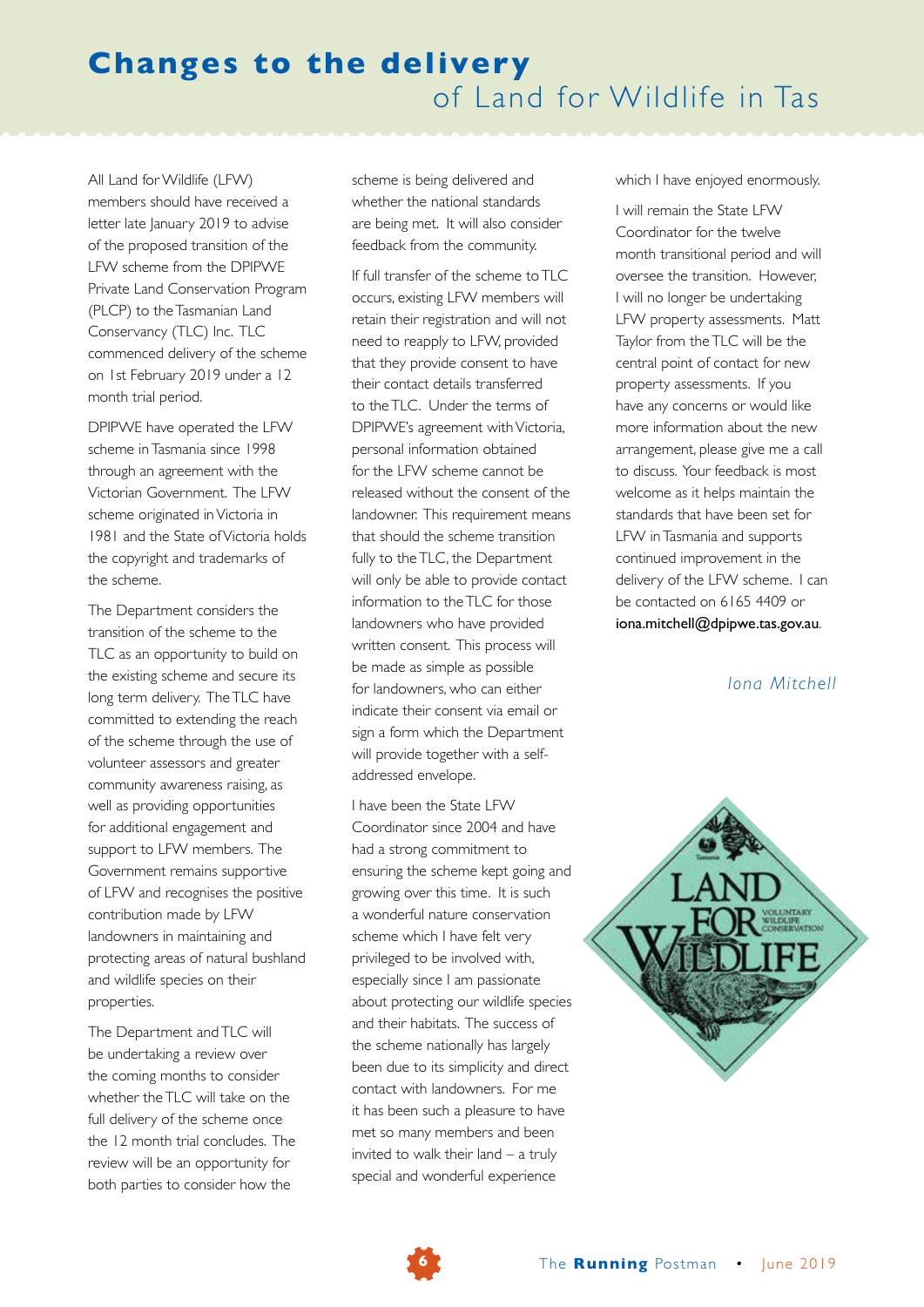# Changes to the delivery of Land for Wildlife in Tas

All Land for Wildlife (LFW) members should have received a letter late January 2019 to advise of the proposed transition of the LFW scheme from the DPIPWE Private Land Conservation Program (PLCP) to the Tasmanian Land Conservancy (TLC) Inc. TLC commenced delivery of the scheme on 1st February 2019 under a 12 month trial period.

DPIPWE have operated the LFW scheme in Tasmania since 1998 through an agreement with the Victorian Government. The LFW scheme originated in Victoria in 1981 and the State of Victoria holds the copyright and trademarks of the scheme.

The Department considers the transition of the scheme to the TLC as an opportunity to build on the existing scheme and secure its long term delivery. The TLC have committed to extending the reach of the scheme through the use of volunteer assessors and greater community awareness raising, as well as providing opportunities for additional engagement and support to LFW members. The Government remains supportive of LFW and recognises the positive contribution made by LFW landowners in maintaining and protecting areas of natural bushland and wildlife species on their properties.

The Department and TLC will be undertaking a review over the coming months to consider whether the TLC will take on the full delivery of the scheme once the 12 month trial concludes. The review will be an opportunity for both parties to consider how the scheme is being delivered and whether the national standards are being met. It will also consider feedback from the community.

If full transfer of the scheme to TLC occurs, existing LFW members will retain their registration and will not need to reapply to LFW, provided that they provide consent to have their contact details transferred to the TLC. Under the terms of DPIPWE's agreement with Victoria, personal information obtained for the LFW scheme cannot be released without the consent of the landowner. This requirement means that should the scheme transition fully to the TLC, the Department will only be able to provide contact information to the TLC for those landowners who have provided written consent. This process will be made as simple as possible for landowners, who can either indicate their consent via email or sign a form which the Department will provide together with a self-addressed envelope.

I have been the State LFW Coordinator since 2004 and have had a strong commitment to ensuring the scheme kept going and growing over this time. It is such a wonderful nature conservation scheme which I have felt very privileged to be involved with, especially since I am passionate about protecting our wildlife species and their habitats. The success of the scheme nationally has largely been due to its simplicity and direct contact with landowners. For me it has been such a pleasure to have met so many members and been invited to walk their land – a truly special and wonderful experience which I have enjoyed enormously.

I will remain the State LFW Coordinator for the twelve month transitional period and will oversee the transition. However, I will no longer be undertaking LFW property assessments. Matt Taylor from the TLC will be the central point of contact for new property assessments. If you have any concerns or would like more information about the new arrangement, please give me a call to discuss. Your feedback is most welcome as it helps maintain the standards that have been set for LFW in Tasmania and supports continued improvement in the delivery of the LFW scheme. I can be contacted on 6165 4409 or **iona.mitchell@dpipwe.tas.gov.au**.

*Iona Mitchell*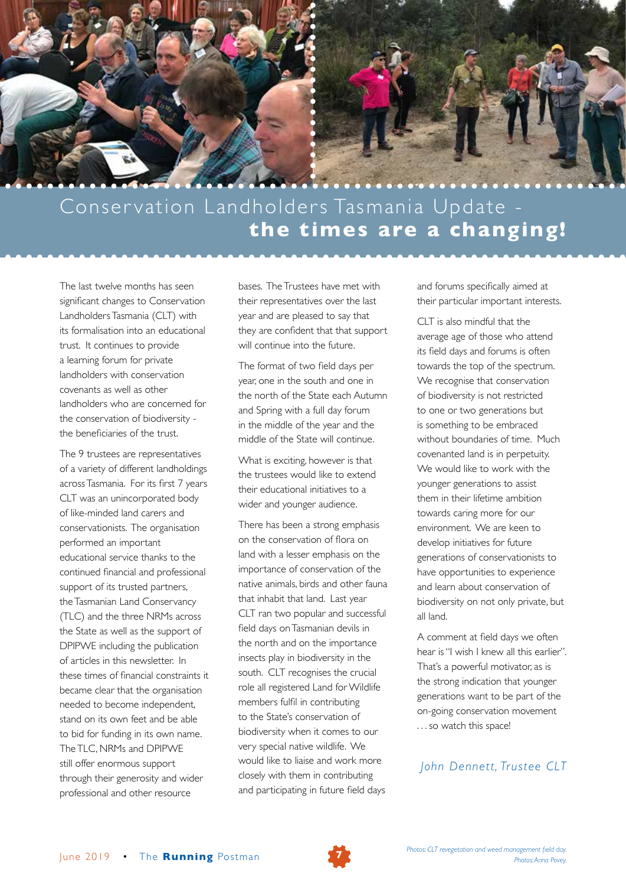# Conservation Landholders Tasmania Update - **the times are a changing!**

The last twelve months has seen significant changes to Conservation Landholders Tasmania (CLT) with its formalisation into an educational trust. It continues to provide a learning forum for private landholders with conservation covenants as well as other landholders who are concerned for the conservation of biodiversity - the beneficiaries of the trust.

The 9 trustees are representatives of a variety of different landholdings across Tasmania. For its first 7 years CLT was an unincorporated body of like-minded land carers and conservationists. The organisation performed an important educational service thanks to the continued financial and professional support of its trusted partners, the Tasmanian Land Conservancy (TLC) and the three NRMs across the State as well as the support of DPIPWE including the publication of articles in this newsletter. In these times of financial constraints it became clear that the organisation needed to become independent, stand on its own feet and be able to bid for funding in its own name. The TLC, NRMs and DPIPWE still offer enormous support through their generosity and wider professional and other resource bases. The Trustees have met with their representatives over the last year and are pleased to say that they are confident that that support will continue into the future.

The format of two field days per year, one in the south and one in the north of the State each Autumn and Spring with a full day forum in the middle of the year and the middle of the State will continue.

What is exciting, however is that the trustees would like to extend their educational initiatives to a wider and younger audience.

There has been a strong emphasis on the conservation of flora on land with a lesser emphasis on the importance of conservation of the native animals, birds and other fauna that inhabit that land. Last year CLT ran two popular and successful field days on Tasmanian devils in the north and on the importance insects play in biodiversity in the south. CLT recognises the crucial role all registered Land for Wildlife members fulfil in contributing to the State's conservation of biodiversity when it comes to our very special native wildlife. We would like to liaise and work more closely with them in contributing and participating in future field days and forums specifically aimed at their particular important interests.

CLT is also mindful that the average age of those who attend its field days and forums is often towards the top of the spectrum. We recognise that conservation of biodiversity is not restricted to one or two generations but is something to be embraced without boundaries of time. Much covenanted land is in perpetuity. We would like to work with the younger generations to assist them in their lifetime ambition towards caring more for our environment. We are keen to develop initiatives for future generations of conservationists to have opportunities to experience and learn about conservation of biodiversity on not only private, but all land.

A comment at field days we often hear is "I wish I knew all this earlier". That's a powerful motivator, as is the strong indication that younger generations want to be part of the on-going conservation movement ... so watch this space!

*John Dennett, Trustee CLT*

*Photos: CLT revegetation and weed management field day. Photos: Anna Povey.*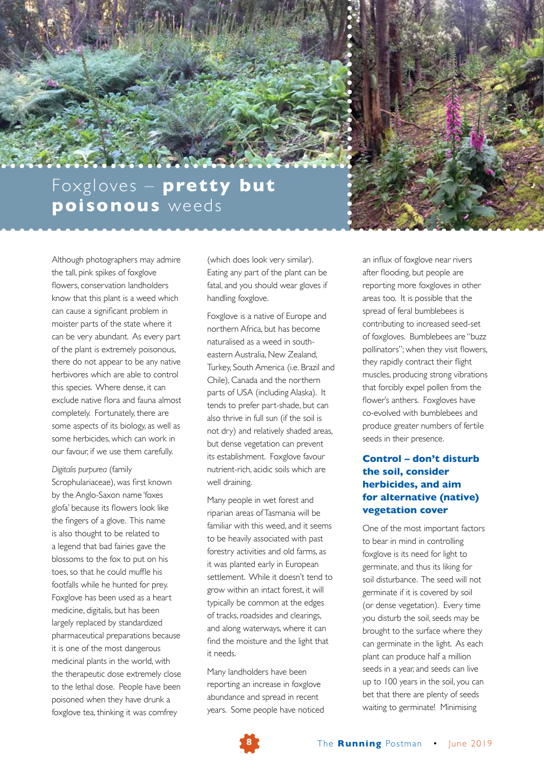# Foxgloves – **pretty but poisonous** weeds

Although photographers may admire the tall, pink spikes of foxglove flowers, conservation landholders know that this plant is a weed which can cause a significant problem in moister parts of the state where it can be very abundant. As every part of the plant is extremely poisonous, there do not appear to be any native herbivores which are able to control this species. Where dense, it can exclude native flora and fauna almost completely. Fortunately, there are some aspects of its biology, as well as some herbicides, which can work in our favour, if we use them carefully.

*Digitalis purpurea* (family Scrophulariaceae), was first known by the Anglo-Saxon name 'foxes glofa' because its flowers look like the fingers of a glove. This name is also thought to be related to a legend that bad fairies gave the blossoms to the fox to put on his toes, so that he could muffle his footfalls while he hunted for prey. Foxglove has been used as a heart medicine, digitalis, but has been largely replaced by standardized pharmaceutical preparations because it is one of the most dangerous medicinal plants in the world, with the therapeutic dose extremely close to the lethal dose. People have been poisoned when they have drunk a foxglove tea, thinking it was comfrey (which does look very similar). Eating any part of the plant can be fatal, and you should wear gloves if handling foxglove.

Foxglove is a native of Europe and northern Africa, but has become naturalised as a weed in south-eastern Australia, New Zealand, Turkey, South America (i.e. Brazil and Chile), Canada and the northern parts of USA (including Alaska). It tends to prefer part-shade, but can also thrive in full sun (if the soil is not dry) and relatively shaded areas, but dense vegetation can prevent its establishment. Foxglove favour nutrient-rich, acidic soils which are well draining.

Many people in wet forest and riparian areas of Tasmania will be familiar with this weed, and it seems to be heavily associated with past forestry activities and old farms, as it was planted in European settlement. While it doesn't tend to grow within an intact forest, it will typically be common at the edges of tracks, roadsides and clearings, and along waterways, where it can find the moisture and the light that it needs.

Many landholders have been reporting an increase in foxglove abundance and spread in recent years. Some people have noticed an influx of foxglove near rivers after flooding, but people are reporting more foxgloves in other areas too. It is possible that the spread of feral bumblebees is contributing to increased seed-set of foxgloves. Bumblebees are "buzz pollinators"; when they visit flowers, they rapidly contract their flight muscles, producing strong vibrations that forcibly expel pollen from the flower's anthers. Foxgloves have co-evolved with bumblebees and produce greater numbers of fertile seeds in their presence.

## Control – don't disturb the soil, consider herbicides, and aim for alternative (native) vegetation cover

One of the most important factors to bear in mind in controlling foxglove is its need for light to germinate, and thus its liking for soil disturbance. The seed will not germinate if it is covered by soil (or dense vegetation). Every time you disturb the soil, seeds may be brought to the surface where they can germinate in the light. As each plant can produce half a million seeds in a year, and seeds can live up to 100 years in the soil, you can bet that there are plenty of seeds waiting to germinate! Minimising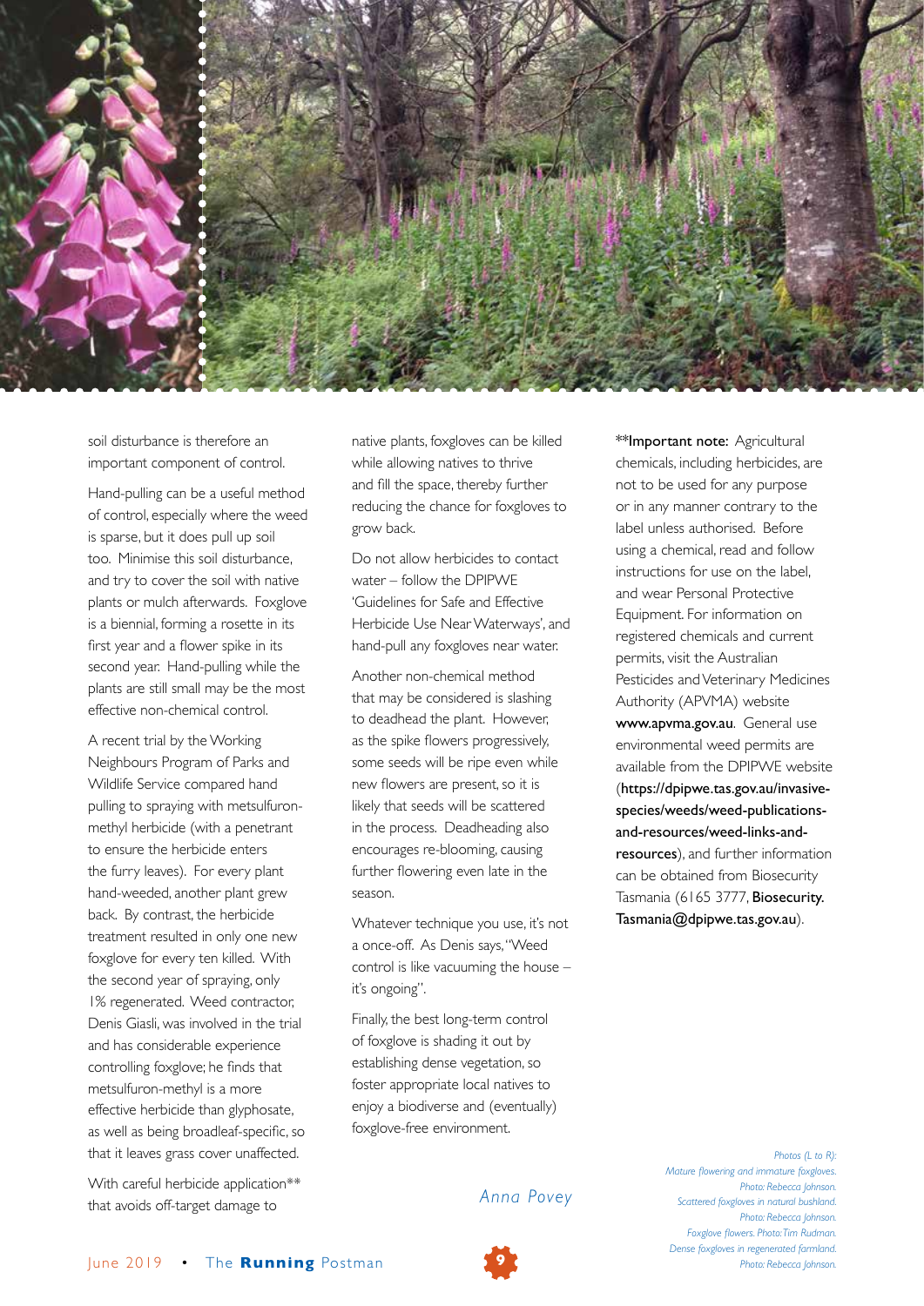soil disturbance is therefore an important component of control.

Hand-pulling can be a useful method of control, especially where the weed is sparse, but it does pull up soil too. Minimise this soil disturbance, and try to cover the soil with native plants or mulch afterwards. Foxglove is a biennial, forming a rosette in its first year and a flower spike in its second year. Hand-pulling while the plants are still small may be the most effective non-chemical control.

A recent trial by the Working Neighbours Program of Parks and Wildlife Service compared hand pulling to spraying with metsulfuron-methyl herbicide (with a penetrant to ensure the herbicide enters the furry leaves). For every plant hand-weeded, another plant grew back. By contrast, the herbicide treatment resulted in only one new foxglove for every ten killed. With the second year of spraying, only 1% regenerated. Weed contractor, Denis Giasli, was involved in the trial and has considerable experience controlling foxglove; he finds that metsulfuron-methyl is a more effective herbicide than glyphosate, as well as being broadleaf-specific, so that it leaves grass cover unaffected.

With careful herbicide application** that avoids off-target damage to native plants, foxgloves can be killed while allowing natives to thrive and fill the space, thereby further reducing the chance for foxgloves to grow back.

Do not allow herbicides to contact water – follow the DPIPWE 'Guidelines for Safe and Effective Herbicide Use Near Waterways', and hand-pull any foxgloves near water.

Another non-chemical method that may be considered is slashing to deadhead the plant. However, as the spike flowers progressively, some seeds will be ripe even while new flowers are present, so it is likely that seeds will be scattered in the process. Deadheading also encourages re-blooming, causing further flowering even late in the season.

Whatever technique you use, it's not a once-off. As Denis says, "Weed control is like vacuuming the house – it's ongoing".

Finally, the best long-term control of foxglove is shading it out by establishing dense vegetation, so foster appropriate local natives to enjoy a biodiverse and (eventually) foxglove-free environment.

*Anna Povey*

****Important note:** Agricultural chemicals, including herbicides, are not to be used for any purpose or in any manner contrary to the label unless authorised. Before using a chemical, read and follow instructions for use on the label, and wear Personal Protective Equipment. For information on registered chemicals and current permits, visit the Australian Pesticides and Veterinary Medicines Authority (APVMA) website **www.apvma.gov.au**. General use environmental weed permits are available from the DPIPWE website (**https://dpipwe.tas.gov.au/invasive-species/weeds/weed-publications-and-resources/weed-links-and-resources**), and further information can be obtained from Biosecurity Tasmania (6165 3777, **Biosecurity.Tasmania@dpipwe.tas.gov.au**).

*Photos (L to R):*
*Mature flowering and immature foxgloves. Photo: Rebecca Johnson.*
*Scattered foxgloves in natural bushland. Photo: Rebecca Johnson.*
*Foxglove flowers. Photo: Tim Rudman.*
*Dense foxgloves in regenerated farmland. Photo: Rebecca Johnson.*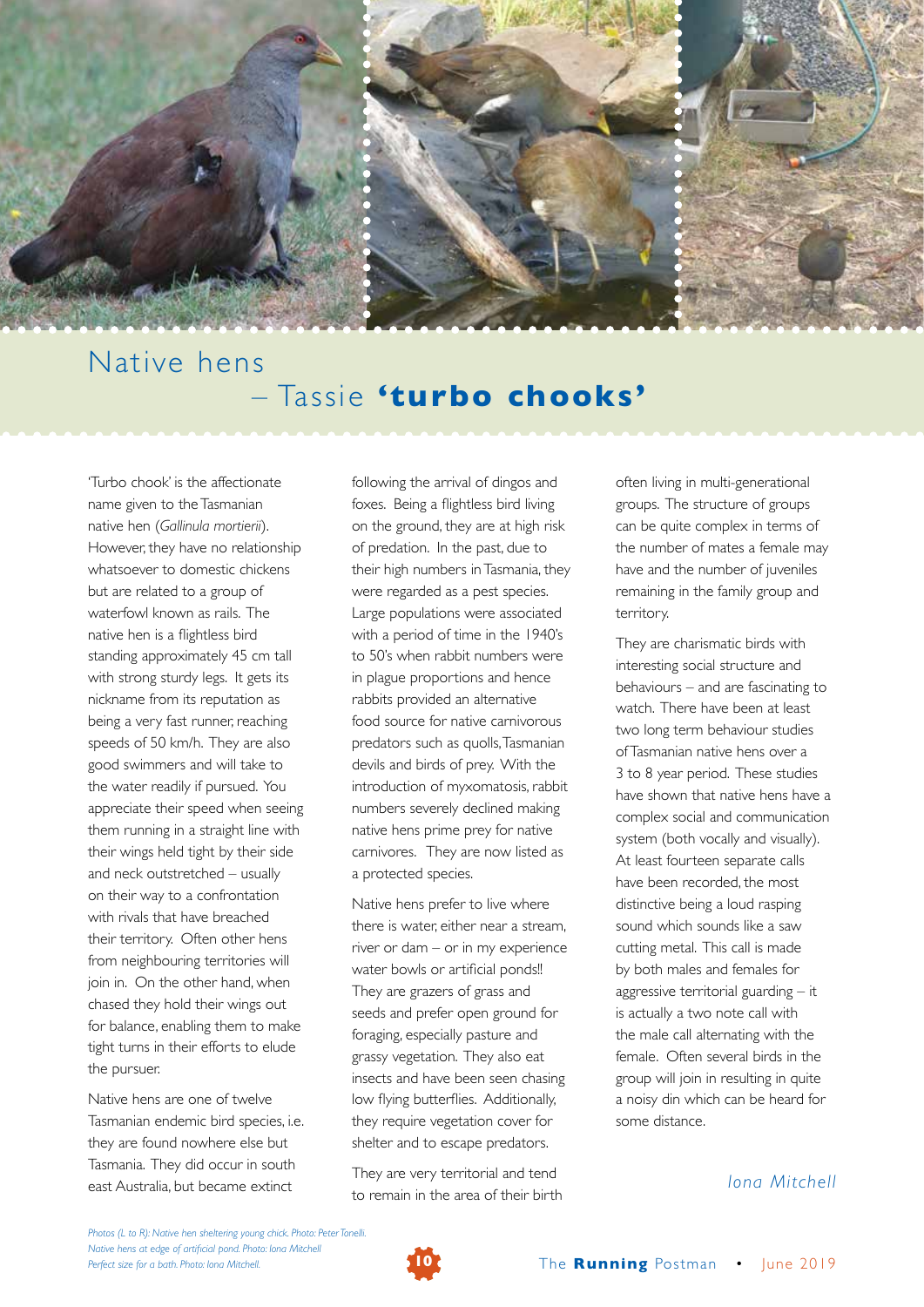# Native hens – Tassie **'turbo chooks'**

'Turbo chook' is the affectionate name given to the Tasmanian native hen (*Gallinula mortierii*). However, they have no relationship whatsoever to domestic chickens but are related to a group of waterfowl known as rails. The native hen is a flightless bird standing approximately 45 cm tall with strong sturdy legs. It gets its nickname from its reputation as being a very fast runner, reaching speeds of 50 km/h. They are also good swimmers and will take to the water readily if pursued. You appreciate their speed when seeing them running in a straight line with their wings held tight by their side and neck outstretched – usually on their way to a confrontation with rivals that have breached their territory. Often other hens from neighbouring territories will join in. On the other hand, when chased they hold their wings out for balance, enabling them to make tight turns in their efforts to elude the pursuer.

Native hens are one of twelve Tasmanian endemic bird species, i.e. they are found nowhere else but Tasmania. They did occur in south east Australia, but became extinct following the arrival of dingos and foxes. Being a flightless bird living on the ground, they are at high risk of predation. In the past, due to their high numbers in Tasmania, they were regarded as a pest species. Large populations were associated with a period of time in the 1940's to 50's when rabbit numbers were in plague proportions and hence rabbits provided an alternative food source for native carnivorous predators such as quolls, Tasmanian devils and birds of prey. With the introduction of myxomatosis, rabbit numbers severely declined making native hens prime prey for native carnivores. They are now listed as a protected species.

Native hens prefer to live where there is water, either near a stream, river or dam – or in my experience water bowls or artificial ponds!! They are grazers of grass and seeds and prefer open ground for foraging, especially pasture and grassy vegetation. They also eat insects and have been seen chasing low flying butterflies. Additionally, they require vegetation cover for shelter and to escape predators.

They are very territorial and tend to remain in the area of their birth often living in multi-generational groups. The structure of groups can be quite complex in terms of the number of mates a female may have and the number of juveniles remaining in the family group and territory.

They are charismatic birds with interesting social structure and behaviours – and are fascinating to watch. There have been at least two long term behaviour studies of Tasmanian native hens over a 3 to 8 year period. These studies have shown that native hens have a complex social and communication system (both vocally and visually). At least fourteen separate calls have been recorded, the most distinctive being a loud rasping sound which sounds like a saw cutting metal. This call is made by both males and females for aggressive territorial guarding – it is actually a two note call with the male call alternating with the female. Often several birds in the group will join in quite a noisy din which can be heard for some distance.

*Iona Mitchell*

*Photos (L to R): Native hen sheltering young chick. Photo: Peter Tonelli. Native hens at edge of artificial pond. Photo: Iona Mitchell. Perfect size for a bath. Photo: Iona Mitchell.*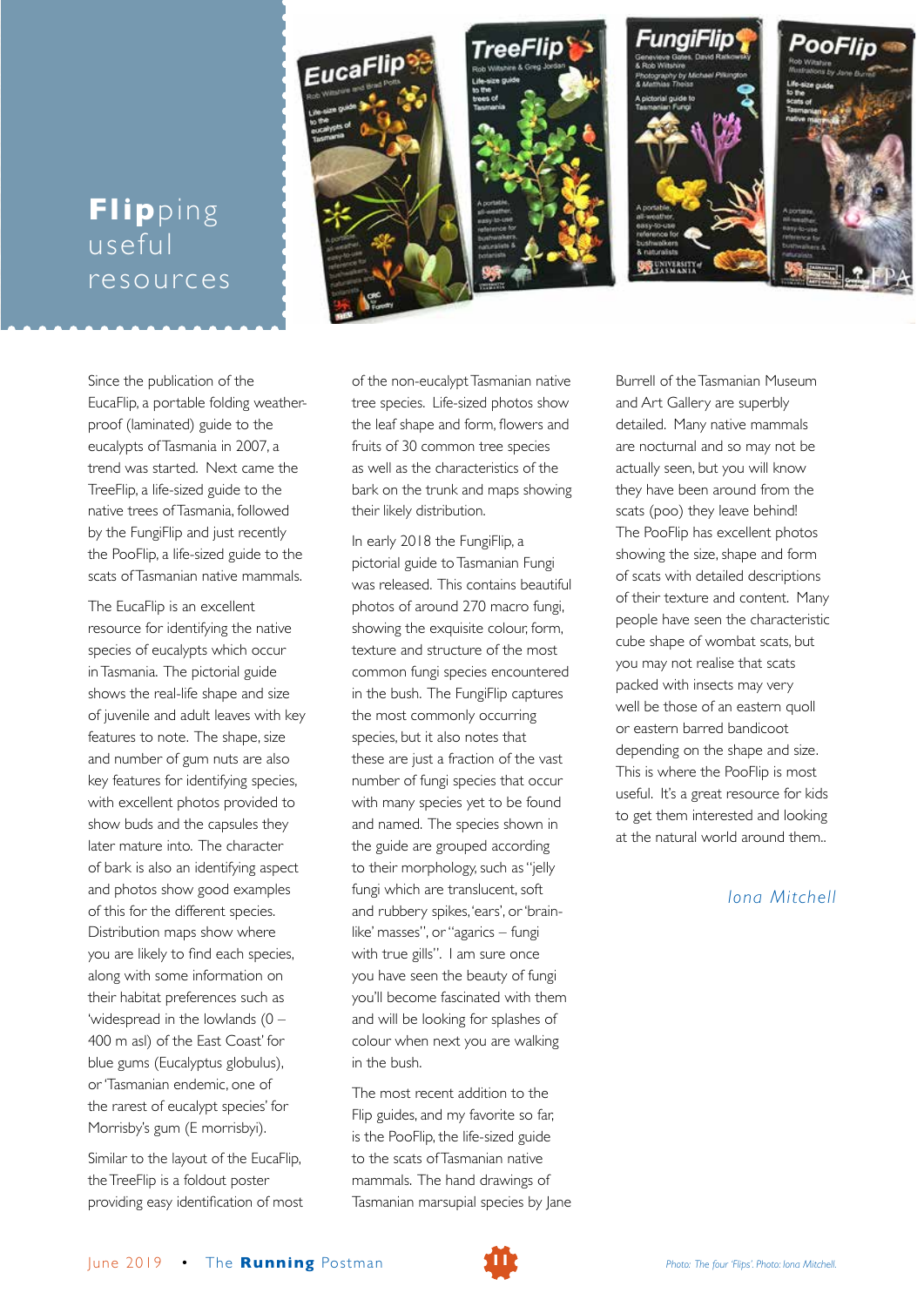# **Flip**ping useful resources

Since the publication of the EucaFlip, a portable folding weatherproof (laminated) guide to the eucalypts of Tasmania in 2007, a trend was started. Next came the TreeFlip, a life-sized guide to the native trees of Tasmania, followed by the FungiFlip and just recently the PooFlip, a life-sized guide to the scats of Tasmanian native mammals.

The EucaFlip is an excellent resource for identifying the native species of eucalypts which occur in Tasmania. The pictorial guide shows the real-life shape and size of juvenile and adult leaves with key features to note. The shape, size and number of gum nuts are also key features for identifying species, with excellent photos provided to show buds and the capsules they later mature into. The character of bark is also an identifying aspect and photos show good examples of this for the different species. Distribution maps show where you are likely to find each species, along with some information on their habitat preferences such as 'widespread in the lowlands (0 – 400 m asl) of the East Coast' for blue gums (Eucalyptus globulus), or 'Tasmanian endemic, one of the rarest of eucalypt species' for Morrisby's gum (E morrisbyi).

Similar to the layout of the EucaFlip, the TreeFlip is a foldout poster providing easy identification of most of the non-eucalypt Tasmanian native tree species. Life-sized photos show the leaf shape and form, flowers and fruits of 30 common tree species as well as the characteristics of the bark on the trunk and maps showing their likely distribution.

In early 2018 the FungiFlip, a pictorial guide to Tasmanian Fungi was released. This contains beautiful photos of around 270 macro fungi, showing the exquisite colour, form, texture and structure of the most common fungi species encountered in the bush. The FungiFlip captures the most commonly occurring species, but it also notes that these are just a fraction of the vast number of fungi species that occur with many species yet to be found and named. The species shown in the guide are grouped according to their morphology, such as "jelly fungi which are translucent, soft and rubbery spikes, 'ears', or 'brain-like' masses", or "agarics – fungi with true gills". I am sure once you have seen the beauty of fungi you'll become fascinated with them and will be looking for splashes of colour when next you are walking in the bush.

The most recent addition to the Flip guides, and my favorite so far, is the PooFlip, the life-sized guide to the scats of Tasmanian native mammals. The hand drawings of Tasmanian marsupial species by Jane Burrell of the Tasmanian Museum and Art Gallery are superbly detailed. Many native mammals are nocturnal and so may not be actually seen, but you will know they have been around from the scats (poo) they leave behind! The PooFlip has excellent photos showing the size, shape and form of scats with detailed descriptions of their texture and content. Many people have seen the characteristic cube shape of wombat scats, but you may not realise that scats packed with insects may very well be those of an eastern quoll or eastern barred bandicoot depending on the shape and size. This is where the PooFlip is most useful. It's a great resource for kids to get them interested and looking at the natural world around them..

*Iona Mitchell*

*Photo: The four 'Flips'. Photo: Iona Mitchell.*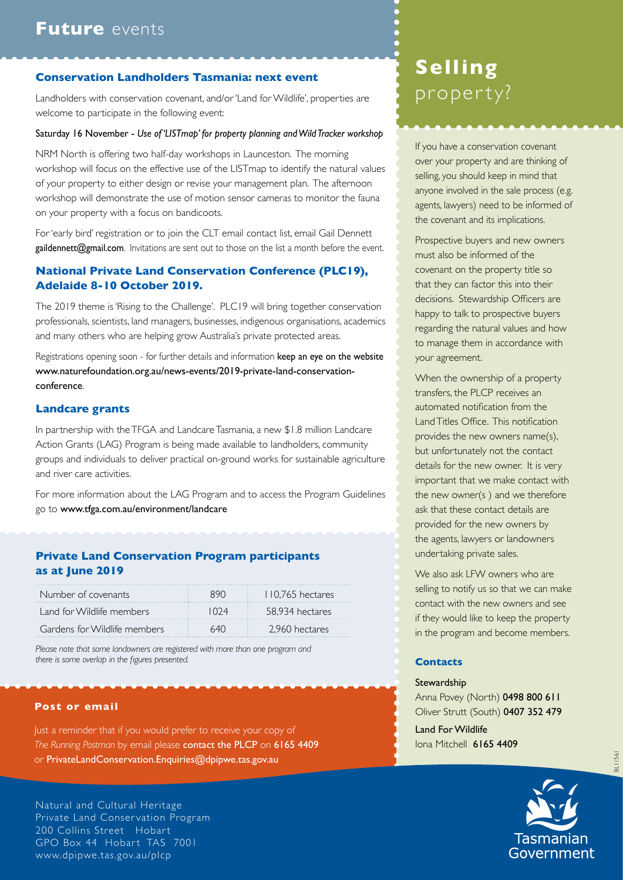# **Future** events

### Conservation Landholders Tasmania: next event

Landholders with conservation covenant, and/or 'Land for Wildlife', properties are welcome to participate in the following event:

Saturday 16 November - *Use of 'LISTmap' for property planning and Wild Tracker workshop*

NRM North is offering two half-day workshops in Launceston. The morning workshop will focus on the effective use of the LISTmap to identify the natural values of your property to either design or revise your management plan. The afternoon workshop will demonstrate the use of motion sensor cameras to monitor the fauna on your property with a focus on bandicoots.

For 'early bird' registration or to join the CLT email contact list, email Gail Dennett gaildennett@gmail.com. Invitations are sent out to those on the list a month before the event.

### National Private Land Conservation Conference (PLC19), Adelaide 8-10 October 2019.

The 2019 theme is 'Rising to the Challenge'. PLC19 will bring together conservation professionals, scientists, land managers, businesses, indigenous organisations, academics and many others who are helping grow Australia's private protected areas.

Registrations opening soon - for further details and information keep an eye on the website www.naturefoundation.org.au/news-events/2019-private-land-conservation-conference.

### Landcare grants

In partnership with the TFGA and Landcare Tasmania, a new $1.8 million Landcare Action Grants (LAG) Program is being made available to landholders, community groups and individuals to deliver practical on-ground works for sustainable agriculture and river care activities.

For more information about the LAG Program and to access the Program Guidelines go to www.tfga.com.au/environment/landcare

### Private Land Conservation Program participants as at June 2019

| | | |
|---|---|---|
| Number of covenants | 890 | 110,765 hectares |
| Land for Wildlife members | 1024 | 58,934 hectares |
| Gardens for Wildlife members | 640 | 2,960 hectares |

*Please note that some landowners are registered with more than one program and there is some overlap in the figures presented.*

### Post or email

Just a reminder that if you would prefer to receive your copy of *The Running Postman* by email please contact the PLCP on 6165 4409 or PrivateLandConservation.Enquiries@dpipwe.tas.gov.au

# **Selling** property?

If you have a conservation covenant over your property and are thinking of selling, you should keep in mind that anyone involved in the sale process (e.g. agents, lawyers) need to be informed of the covenant and its implications.

Prospective buyers and new owners must also be informed of the covenant on the property title so that they can factor this into their decisions. Stewardship Officers are happy to talk to prospective buyers regarding the natural values and how to manage them in accordance with your agreement.

When the ownership of a property transfers, the PLCP receives an automated notification from the Land Titles Office. This notification provides the new owners name(s), but unfortunately not the contact details for the new owner. It is very important that we make contact with the new owner(s ) and we therefore ask that these contact details are provided for the new owners by the agents, lawyers or landowners undertaking private sales.

We also ask LFW owners who are selling to notify us so that we can make contact with the new owners and see if they would like to keep the property in the program and become members.

### Contacts

**Stewardship**
Anna Povey (North) **0498 800 611**
Oliver Strutt (South) **0407 352 479**

**Land For Wildlife**
Iona Mitchell **6165 4409**

Natural and Cultural Heritage
Private Land Conservation Program
200 Collins Street Hobart
GPO Box 44 Hobart TAS 7001
www.dpipwe.tas.gov.au/plcp

Tasmanian Government

BL11561